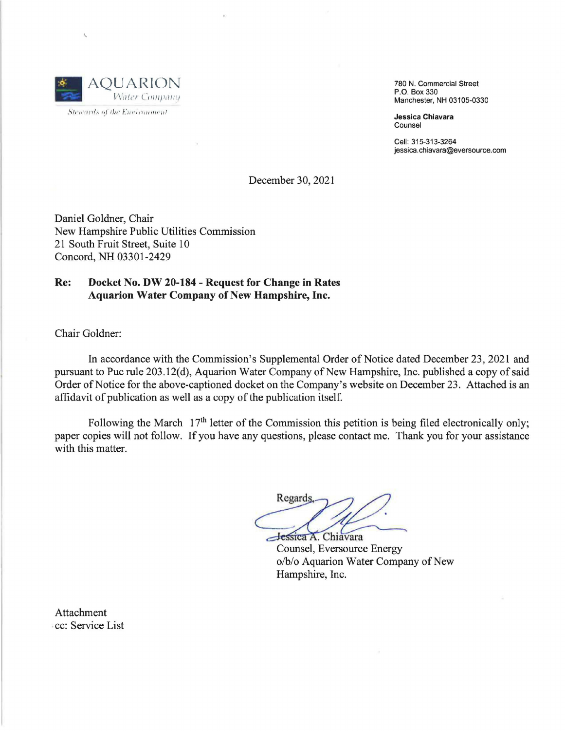AQUARION
Water Company

*Stewards of the Environment*

780 N. Commercial Street
P.O. Box 330
Manchester, NH 03105-0330

**Jessica Chiavara**
Counsel

Cell: 315-313-3264
jessica.chiavara@eversource.com

December 30, 2021

Daniel Goldner, Chair
New Hampshire Public Utilities Commission
21 South Fruit Street, Suite 10
Concord, NH 03301-2429

**Re: Docket No. DW 20-184 - Request for Change in Rates**
**Aquarion Water Company of New Hampshire, Inc.**

Chair Goldner:

In accordance with the Commission's Supplemental Order of Notice dated December 23, 2021 and pursuant to Puc rule 203.12(d), Aquarion Water Company of New Hampshire, Inc. published a copy of said Order of Notice for the above-captioned docket on the Company's website on December 23. Attached is an affidavit of publication as well as a copy of the publication itself.

Following the March 17th letter of the Commission this petition is being filed electronically only; paper copies will not follow. If you have any questions, please contact me. Thank you for your assistance with this matter.

Regards,

Jessica A. Chiavara
Counsel, Eversource Energy
o/b/o Aquarion Water Company of New Hampshire, Inc.

Attachment
cc: Service List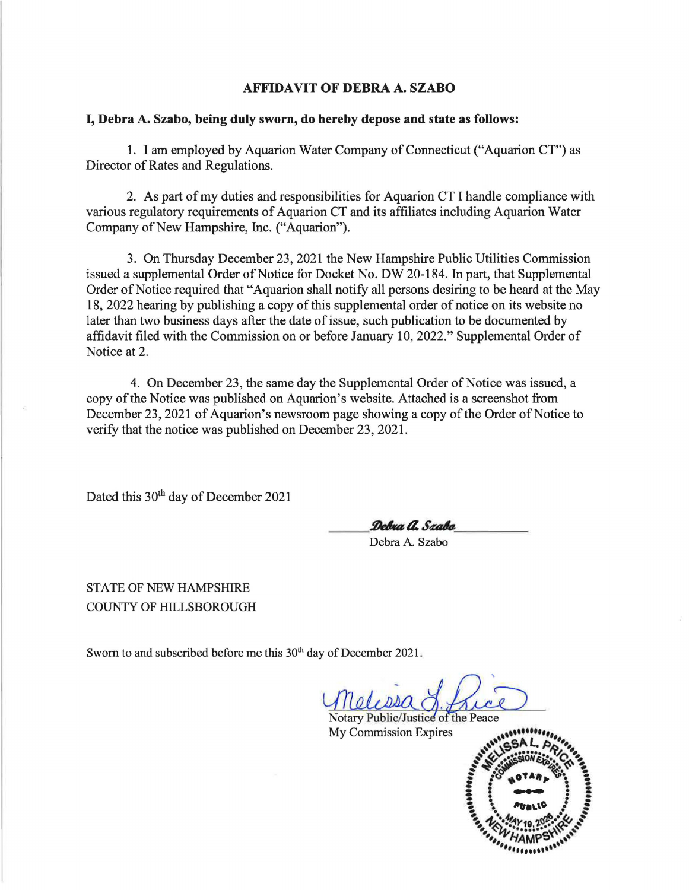## AFFIDAVIT OF DEBRA A. SZABO

**I, Debra A. Szabo, being duly sworn, do hereby depose and state as follows:**

1. I am employed by Aquarion Water Company of Connecticut ("Aquarion CT") as Director of Rates and Regulations.

2. As part of my duties and responsibilities for Aquarion CT I handle compliance with various regulatory requirements of Aquarion CT and its affiliates including Aquarion Water Company of New Hampshire, Inc. ("Aquarion").

3. On Thursday December 23, 2021 the New Hampshire Public Utilities Commission issued a supplemental Order of Notice for Docket No. DW 20-184. In part, that Supplemental Order of Notice required that "Aquarion shall notify all persons desiring to be heard at the May 18, 2022 hearing by publishing a copy of this supplemental order of notice on its website no later than two business days after the date of issue, such publication to be documented by affidavit filed with the Commission on or before January 10, 2022." Supplemental Order of Notice at 2.

4. On December 23, the same day the Supplemental Order of Notice was issued, a copy of the Notice was published on Aquarion's website. Attached is a screenshot from December 23, 2021 of Aquarion's newsroom page showing a copy of the Order of Notice to verify that the notice was published on December 23, 2021.

Dated this 30th day of December 2021

*Debra A. Szabo*
Debra A. Szabo

STATE OF NEW HAMPSHIRE
COUNTY OF HILLSBOROUGH

Sworn to and subscribed before me this 30th day of December 2021.

*Melissa L. Price*
Notary Public/Justice of the Peace
My Commission Expires

MELISSA L. PRICE
NOTARY PUBLIC
NEW HAMPSHIRE
COMMISSION EXPIRES MAY 19, 2026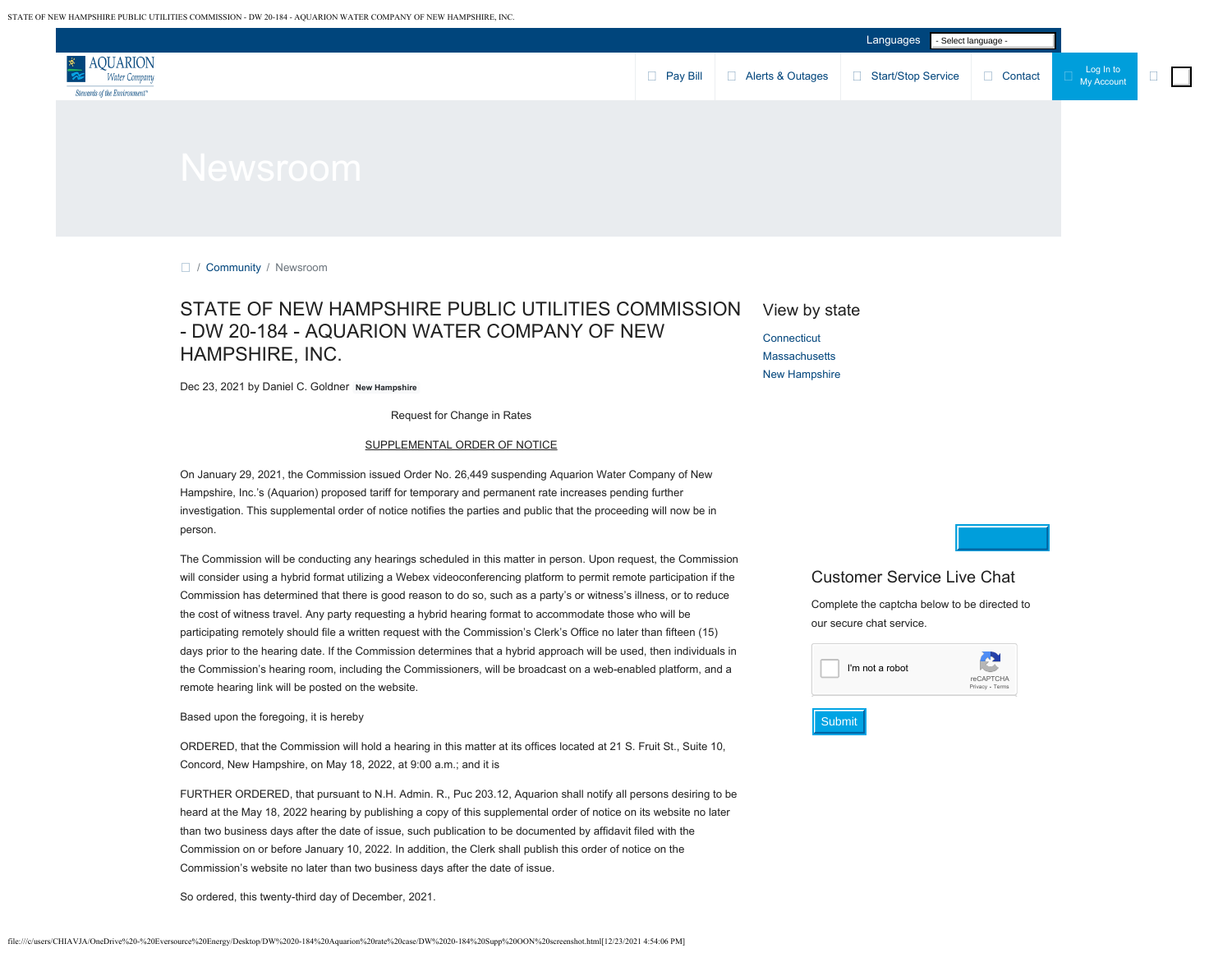Languages - Select language -

AQUARION Water Company
Stewards of the Environment

Pay Bill | Alerts & Outages | Start/Stop Service | Contact | Log In to My Account

# Newsroom

/ Community / Newsroom

## STATE OF NEW HAMPSHIRE PUBLIC UTILITIES COMMISSION - DW 20-184 - AQUARION WATER COMPANY OF NEW HAMPSHIRE, INC.

Dec 23, 2021 by Daniel C. Goldner **New Hampshire**

Request for Change in Rates

SUPPLEMENTAL ORDER OF NOTICE

On January 29, 2021, the Commission issued Order No. 26,449 suspending Aquarion Water Company of New Hampshire, Inc.'s (Aquarion) proposed tariff for temporary and permanent rate increases pending further investigation. This supplemental order of notice notifies the parties and public that the proceeding will now be in person.

The Commission will be conducting any hearings scheduled in this matter in person. Upon request, the Commission will consider using a hybrid format utilizing a Webex videoconferencing platform to permit remote participation if the Commission has determined that there is good reason to do so, such as a party's or witness's illness, or to reduce the cost of witness travel. Any party requesting a hybrid hearing format to accommodate those who will be participating remotely should file a written request with the Commission's Clerk's Office no later than fifteen (15) days prior to the hearing date. If the Commission determines that a hybrid approach will be used, then individuals in the Commission's hearing room, including the Commissioners, will be broadcast on a web-enabled platform, and a remote hearing link will be posted on the website.

Based upon the foregoing, it is hereby

ORDERED, that the Commission will hold a hearing in this matter at its offices located at 21 S. Fruit St., Suite 10, Concord, New Hampshire, on May 18, 2022, at 9:00 a.m.; and it is

FURTHER ORDERED, that pursuant to N.H. Admin. R., Puc 203.12, Aquarion shall notify all persons desiring to be heard at the May 18, 2022 hearing by publishing a copy of this supplemental order of notice on its website no later than two business days after the date of issue, such publication to be documented by affidavit filed with the Commission on or before January 10, 2022. In addition, the Clerk shall publish this order of notice on the Commission's website no later than two business days after the date of issue.

So ordered, this twenty-third day of December, 2021.

### View by state

Connecticut
Massachusetts
New Hampshire

### Customer Service Live Chat

Complete the captcha below to be directed to our secure chat service.

I'm not a robot

reCAPTCHA
Privacy - Terms

Submit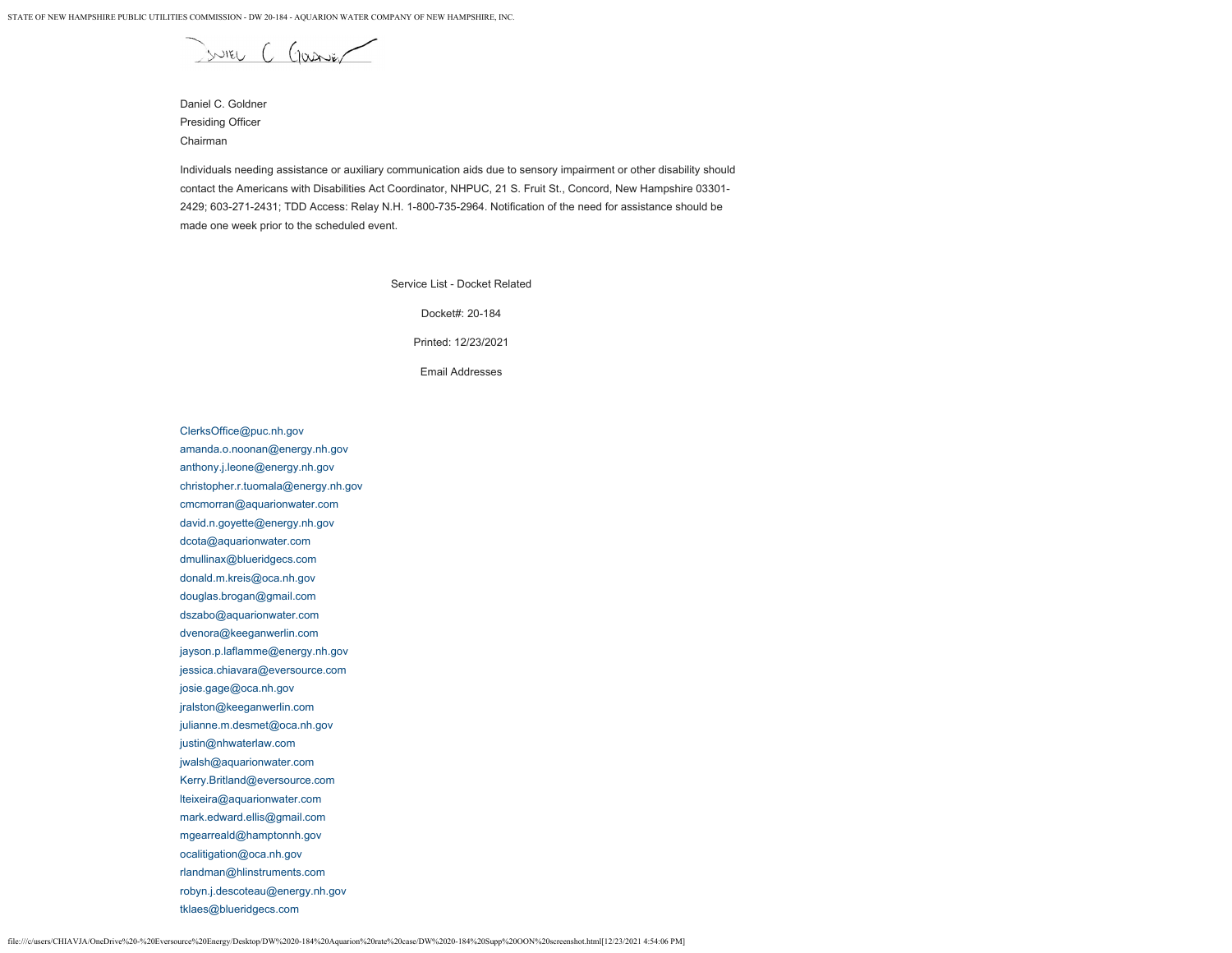Daniel C. Goldner
Presiding Officer
Chairman

Individuals needing assistance or auxiliary communication aids due to sensory impairment or other disability should contact the Americans with Disabilities Act Coordinator, NHPUC, 21 S. Fruit St., Concord, New Hampshire 03301-2429; 603-271-2431; TDD Access: Relay N.H. 1-800-735-2964. Notification of the need for assistance should be made one week prior to the scheduled event.

Service List - Docket Related

Docket#: 20-184

Printed: 12/23/2021

Email Addresses

ClerksOffice@puc.nh.gov
amanda.o.noonan@energy.nh.gov
anthony.j.leone@energy.nh.gov
christopher.r.tuomala@energy.nh.gov
cmcmorran@aquarionwater.com
david.n.goyette@energy.nh.gov
dcota@aquarionwater.com
dmullinax@blueridgecs.com
donald.m.kreis@oca.nh.gov
douglas.brogan@gmail.com
dszabo@aquarionwater.com
dvenora@keeganwerlin.com
jayson.p.laflamme@energy.nh.gov
jessica.chiavara@eversource.com
josie.gage@oca.nh.gov
jralston@keeganwerlin.com
julianne.m.desmet@oca.nh.gov
justin@nhwaterlaw.com
jwalsh@aquarionwater.com
Kerry.Britland@eversource.com
lteixeira@aquarionwater.com
mark.edward.ellis@gmail.com
mgearreald@hamptonnh.gov
ocalitigation@oca.nh.gov
rlandman@hlinstruments.com
robyn.j.descoteau@energy.nh.gov
tklaes@blueridgecs.com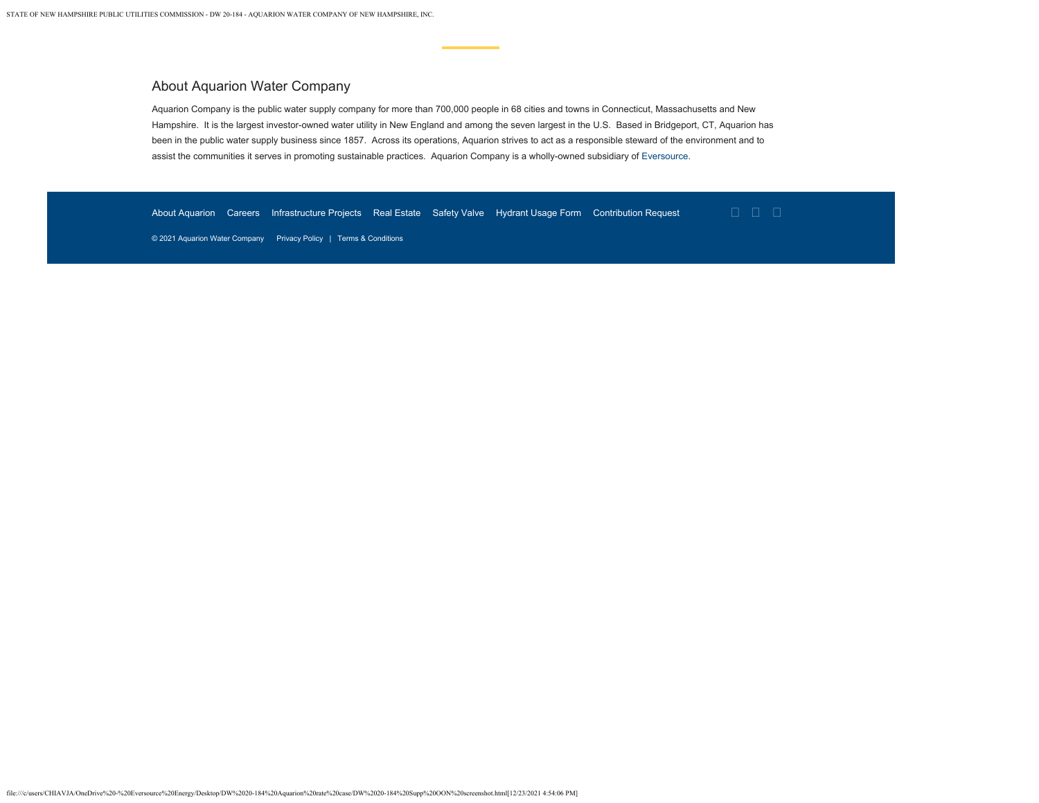## About Aquarion Water Company

Aquarion Company is the public water supply company for more than 700,000 people in 68 cities and towns in Connecticut, Massachusetts and New Hampshire. It is the largest investor-owned water utility in New England and among the seven largest in the U.S. Based in Bridgeport, CT, Aquarion has been in the public water supply business since 1857. Across its operations, Aquarion strives to act as a responsible steward of the environment and to assist the communities it serves in promoting sustainable practices. Aquarion Company is a wholly-owned subsidiary of Eversource.

About Aquarion Careers Infrastructure Projects Real Estate Safety Valve Hydrant Usage Form Contribution Request

© 2021 Aquarion Water Company Privacy Policy | Terms & Conditions